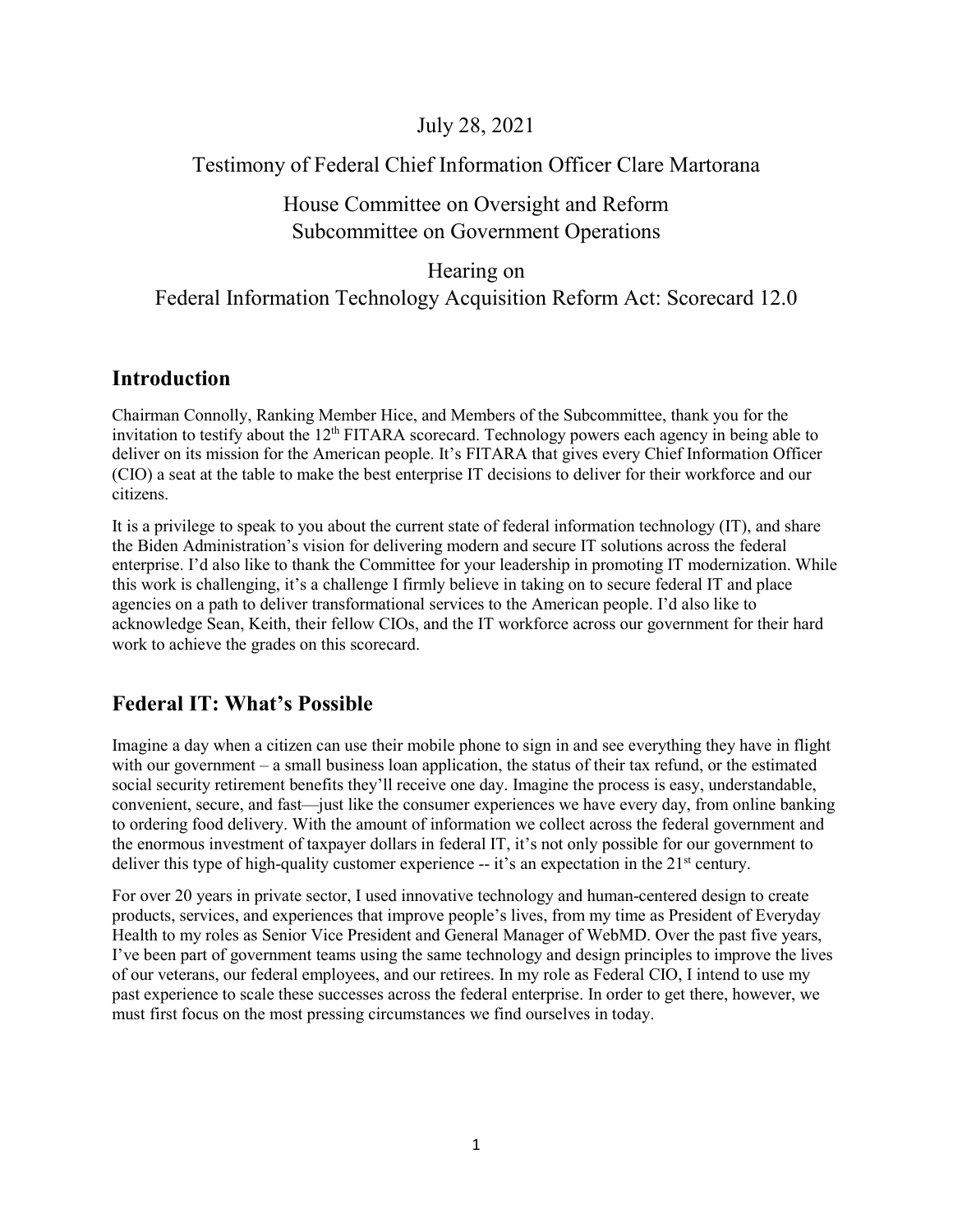July 28, 2021

Testimony of Federal Chief Information Officer Clare Martorana

House Committee on Oversight and Reform
Subcommittee on Government Operations

Hearing on
Federal Information Technology Acquisition Reform Act: Scorecard 12.0

## Introduction

Chairman Connolly, Ranking Member Hice, and Members of the Subcommittee, thank you for the invitation to testify about the 12th FITARA scorecard. Technology powers each agency in being able to deliver on its mission for the American people. It's FITARA that gives every Chief Information Officer (CIO) a seat at the table to make the best enterprise IT decisions to deliver for their workforce and our citizens.

It is a privilege to speak to you about the current state of federal information technology (IT), and share the Biden Administration's vision for delivering modern and secure IT solutions across the federal enterprise. I'd also like to thank the Committee for your leadership in promoting IT modernization. While this work is challenging, it's a challenge I firmly believe in taking on to secure federal IT and place agencies on a path to deliver transformational services to the American people. I'd also like to acknowledge Sean, Keith, their fellow CIOs, and the IT workforce across our government for their hard work to achieve the grades on this scorecard.

## Federal IT: What's Possible

Imagine a day when a citizen can use their mobile phone to sign in and see everything they have in flight with our government – a small business loan application, the status of their tax refund, or the estimated social security retirement benefits they'll receive one day. Imagine the process is easy, understandable, convenient, secure, and fast—just like the consumer experiences we have every day, from online banking to ordering food delivery. With the amount of information we collect across the federal government and the enormous investment of taxpayer dollars in federal IT, it's not only possible for our government to deliver this type of high-quality customer experience -- it's an expectation in the 21st century.

For over 20 years in private sector, I used innovative technology and human-centered design to create products, services, and experiences that improve people's lives, from my time as President of Everyday Health to my roles as Senior Vice President and General Manager of WebMD. Over the past five years, I've been part of government teams using the same technology and design principles to improve the lives of our veterans, our federal employees, and our retirees. In my role as Federal CIO, I intend to use my past experience to scale these successes across the federal enterprise. In order to get there, however, we must first focus on the most pressing circumstances we find ourselves in today.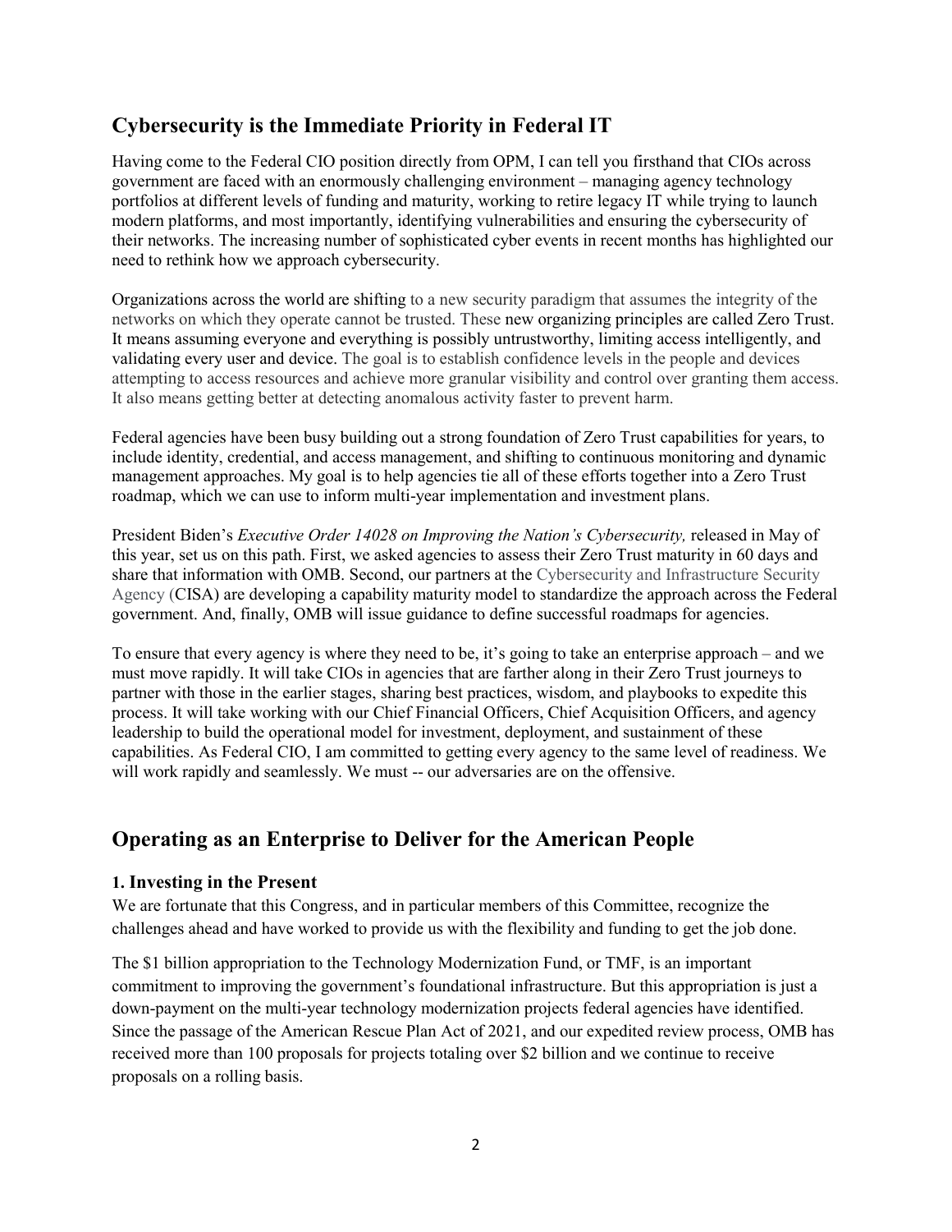## Cybersecurity is the Immediate Priority in Federal IT

Having come to the Federal CIO position directly from OPM, I can tell you firsthand that CIOs across government are faced with an enormously challenging environment – managing agency technology portfolios at different levels of funding and maturity, working to retire legacy IT while trying to launch modern platforms, and most importantly, identifying vulnerabilities and ensuring the cybersecurity of their networks. The increasing number of sophisticated cyber events in recent months has highlighted our need to rethink how we approach cybersecurity.

Organizations across the world are shifting to a new security paradigm that assumes the integrity of the networks on which they operate cannot be trusted. These new organizing principles are called Zero Trust. It means assuming everyone and everything is possibly untrustworthy, limiting access intelligently, and validating every user and device. The goal is to establish confidence levels in the people and devices attempting to access resources and achieve more granular visibility and control over granting them access. It also means getting better at detecting anomalous activity faster to prevent harm.

Federal agencies have been busy building out a strong foundation of Zero Trust capabilities for years, to include identity, credential, and access management, and shifting to continuous monitoring and dynamic management approaches. My goal is to help agencies tie all of these efforts together into a Zero Trust roadmap, which we can use to inform multi-year implementation and investment plans.

President Biden's *Executive Order 14028 on Improving the Nation's Cybersecurity,* released in May of this year, set us on this path. First, we asked agencies to assess their Zero Trust maturity in 60 days and share that information with OMB. Second, our partners at the Cybersecurity and Infrastructure Security Agency (CISA) are developing a capability maturity model to standardize the approach across the Federal government. And, finally, OMB will issue guidance to define successful roadmaps for agencies.

To ensure that every agency is where they need to be, it's going to take an enterprise approach – and we must move rapidly. It will take CIOs in agencies that are farther along in their Zero Trust journeys to partner with those in the earlier stages, sharing best practices, wisdom, and playbooks to expedite this process. It will take working with our Chief Financial Officers, Chief Acquisition Officers, and agency leadership to build the operational model for investment, deployment, and sustainment of these capabilities. As Federal CIO, I am committed to getting every agency to the same level of readiness. We will work rapidly and seamlessly. We must -- our adversaries are on the offensive.

## Operating as an Enterprise to Deliver for the American People

### 1. Investing in the Present

We are fortunate that this Congress, and in particular members of this Committee, recognize the challenges ahead and have worked to provide us with the flexibility and funding to get the job done.

The $1 billion appropriation to the Technology Modernization Fund, or TMF, is an important commitment to improving the government's foundational infrastructure. But this appropriation is just a down-payment on the multi-year technology modernization projects federal agencies have identified. Since the passage of the American Rescue Plan Act of 2021, and our expedited review process, OMB has received more than 100 proposals for projects totaling over $2 billion and we continue to receive proposals on a rolling basis.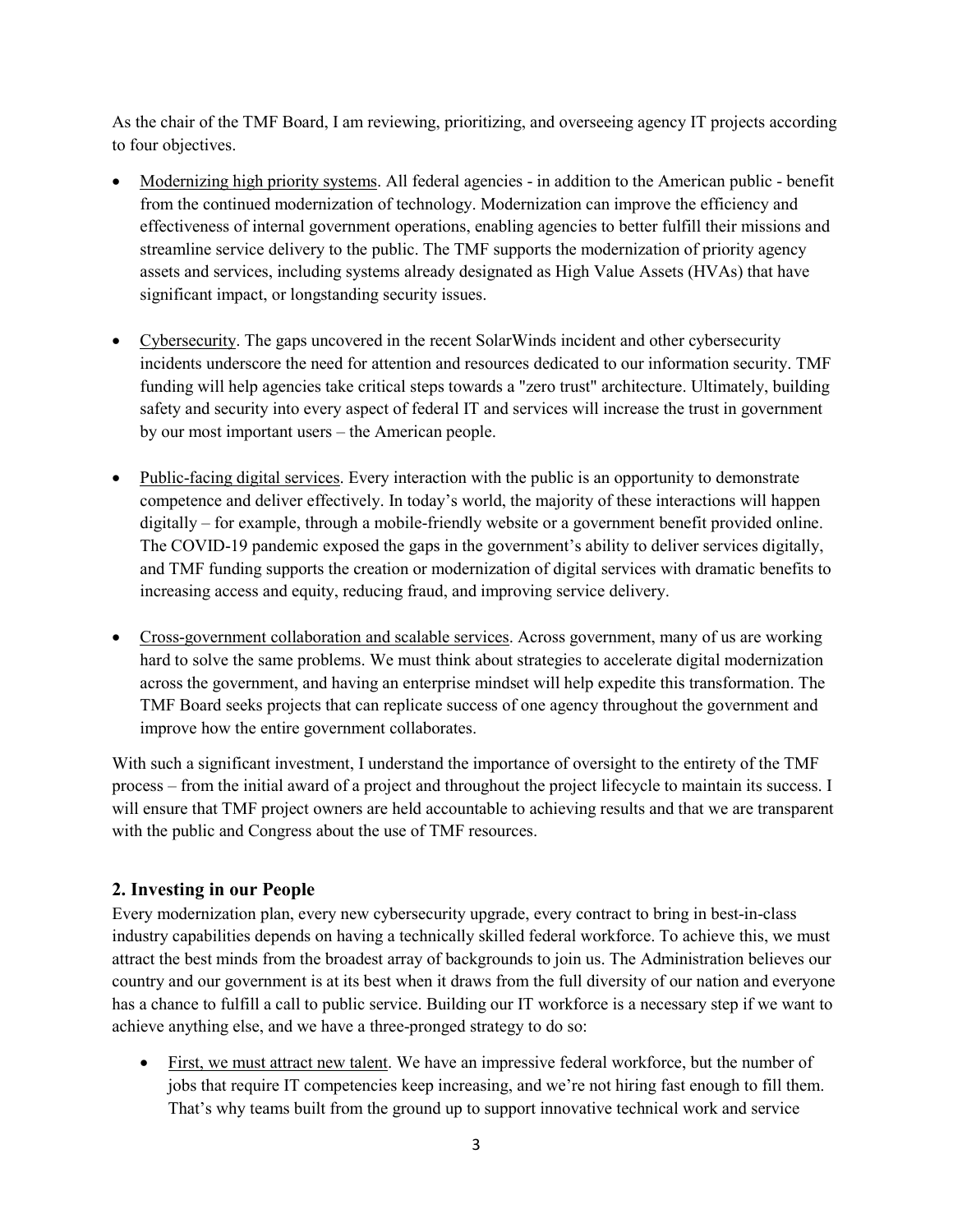As the chair of the TMF Board, I am reviewing, prioritizing, and overseeing agency IT projects according to four objectives.

- Modernizing high priority systems. All federal agencies - in addition to the American public - benefit from the continued modernization of technology. Modernization can improve the efficiency and effectiveness of internal government operations, enabling agencies to better fulfill their missions and streamline service delivery to the public. The TMF supports the modernization of priority agency assets and services, including systems already designated as High Value Assets (HVAs) that have significant impact, or longstanding security issues.

- Cybersecurity. The gaps uncovered in the recent SolarWinds incident and other cybersecurity incidents underscore the need for attention and resources dedicated to our information security. TMF funding will help agencies take critical steps towards a "zero trust" architecture. Ultimately, building safety and security into every aspect of federal IT and services will increase the trust in government by our most important users – the American people.

- Public-facing digital services. Every interaction with the public is an opportunity to demonstrate competence and deliver effectively. In today's world, the majority of these interactions will happen digitally – for example, through a mobile-friendly website or a government benefit provided online. The COVID-19 pandemic exposed the gaps in the government's ability to deliver services digitally, and TMF funding supports the creation or modernization of digital services with dramatic benefits to increasing access and equity, reducing fraud, and improving service delivery.

- Cross-government collaboration and scalable services. Across government, many of us are working hard to solve the same problems. We must think about strategies to accelerate digital modernization across the government, and having an enterprise mindset will help expedite this transformation. The TMF Board seeks projects that can replicate success of one agency throughout the government and improve how the entire government collaborates.

With such a significant investment, I understand the importance of oversight to the entirety of the TMF process – from the initial award of a project and throughout the project lifecycle to maintain its success. I will ensure that TMF project owners are held accountable to achieving results and that we are transparent with the public and Congress about the use of TMF resources.

## 2. Investing in our People

Every modernization plan, every new cybersecurity upgrade, every contract to bring in best-in-class industry capabilities depends on having a technically skilled federal workforce. To achieve this, we must attract the best minds from the broadest array of backgrounds to join us. The Administration believes our country and our government is at its best when it draws from the full diversity of our nation and everyone has a chance to fulfill a call to public service. Building our IT workforce is a necessary step if we want to achieve anything else, and we have a three-pronged strategy to do so:

- First, we must attract new talent. We have an impressive federal workforce, but the number of jobs that require IT competencies keep increasing, and we're not hiring fast enough to fill them. That's why teams built from the ground up to support innovative technical work and service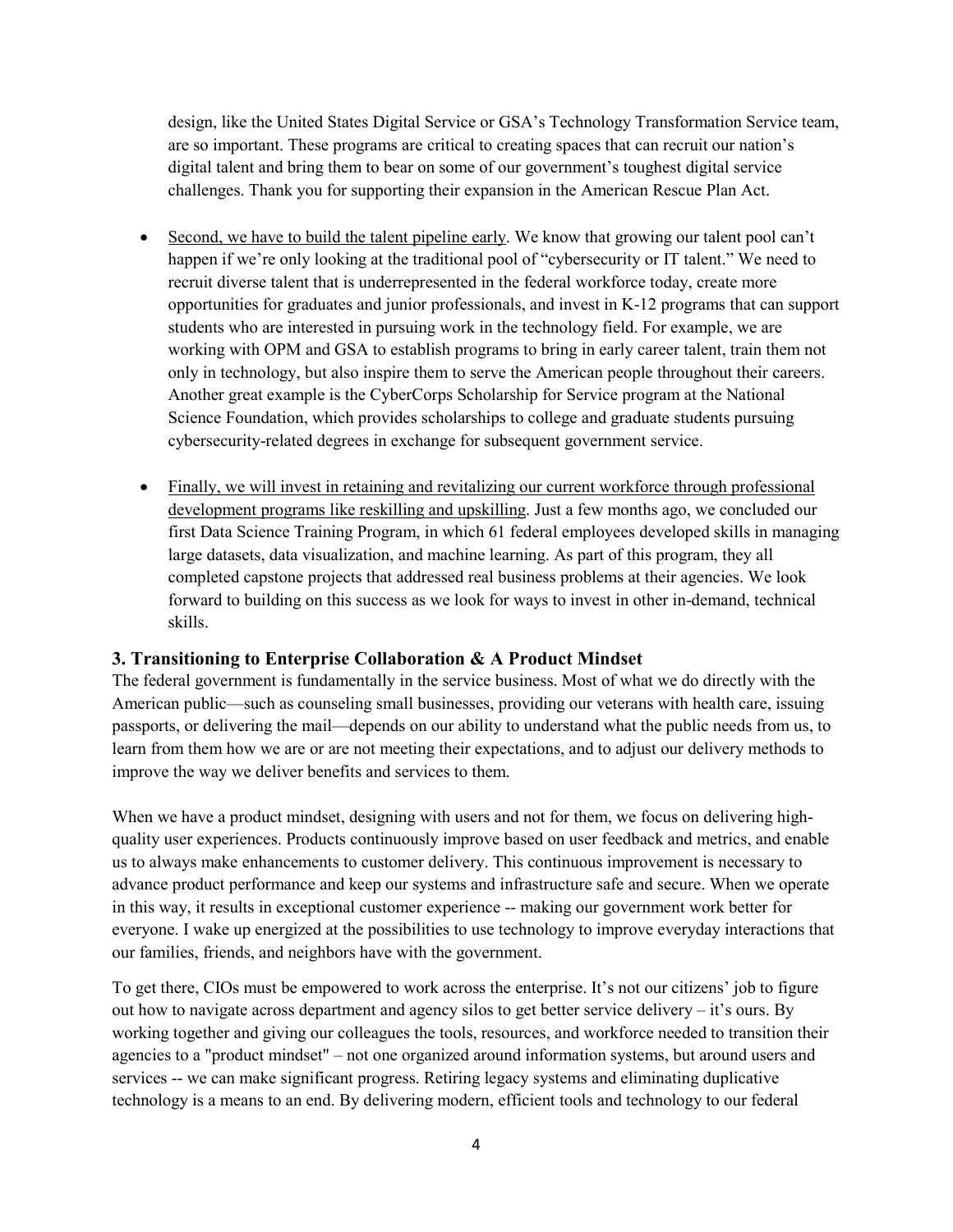design, like the United States Digital Service or GSA's Technology Transformation Service team, are so important. These programs are critical to creating spaces that can recruit our nation's digital talent and bring them to bear on some of our government's toughest digital service challenges. Thank you for supporting their expansion in the American Rescue Plan Act.

- <u>Second, we have to build the talent pipeline early</u>. We know that growing our talent pool can't happen if we're only looking at the traditional pool of "cybersecurity or IT talent." We need to recruit diverse talent that is underrepresented in the federal workforce today, create more opportunities for graduates and junior professionals, and invest in K-12 programs that can support students who are interested in pursuing work in the technology field. For example, we are working with OPM and GSA to establish programs to bring in early career talent, train them not only in technology, but also inspire them to serve the American people throughout their careers. Another great example is the CyberCorps Scholarship for Service program at the National Science Foundation, which provides scholarships to college and graduate students pursuing cybersecurity-related degrees in exchange for subsequent government service.
- <u>Finally, we will invest in retaining and revitalizing our current workforce through professional development programs like reskilling and upskilling</u>. Just a few months ago, we concluded our first Data Science Training Program, in which 61 federal employees developed skills in managing large datasets, data visualization, and machine learning. As part of this program, they all completed capstone projects that addressed real business problems at their agencies. We look forward to building on this success as we look for ways to invest in other in-demand, technical skills.

### 3. Transitioning to Enterprise Collaboration & A Product Mindset

The federal government is fundamentally in the service business. Most of what we do directly with the American public—such as counseling small businesses, providing our veterans with health care, issuing passports, or delivering the mail—depends on our ability to understand what the public needs from us, to learn from them how we are or are not meeting their expectations, and to adjust our delivery methods to improve the way we deliver benefits and services to them.

When we have a product mindset, designing with users and not for them, we focus on delivering high-quality user experiences. Products continuously improve based on user feedback and metrics, and enable us to always make enhancements to customer delivery. This continuous improvement is necessary to advance product performance and keep our systems and infrastructure safe and secure. When we operate in this way, it results in exceptional customer experience -- making our government work better for everyone. I wake up energized at the possibilities to use technology to improve everyday interactions that our families, friends, and neighbors have with the government.

To get there, CIOs must be empowered to work across the enterprise. It's not our citizens' job to figure out how to navigate across department and agency silos to get better service delivery – it's ours. By working together and giving our colleagues the tools, resources, and workforce needed to transition their agencies to a "product mindset" – not one organized around information systems, but around users and services -- we can make significant progress. Retiring legacy systems and eliminating duplicative technology is a means to an end. By delivering modern, efficient tools and technology to our federal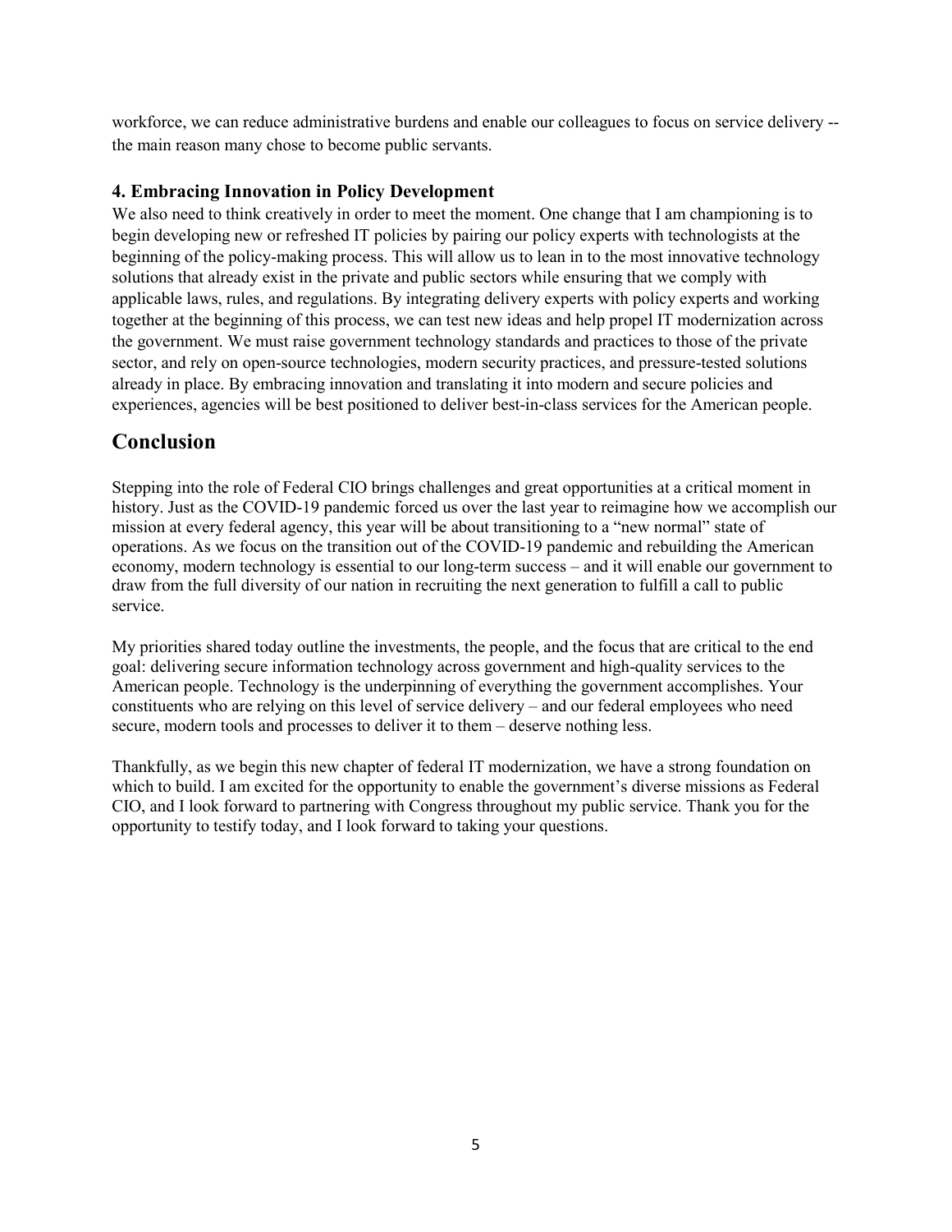workforce, we can reduce administrative burdens and enable our colleagues to focus on service delivery -- the main reason many chose to become public servants.

### 4. Embracing Innovation in Policy Development

We also need to think creatively in order to meet the moment. One change that I am championing is to begin developing new or refreshed IT policies by pairing our policy experts with technologists at the beginning of the policy-making process. This will allow us to lean in to the most innovative technology solutions that already exist in the private and public sectors while ensuring that we comply with applicable laws, rules, and regulations. By integrating delivery experts with policy experts and working together at the beginning of this process, we can test new ideas and help propel IT modernization across the government. We must raise government technology standards and practices to those of the private sector, and rely on open-source technologies, modern security practices, and pressure-tested solutions already in place. By embracing innovation and translating it into modern and secure policies and experiences, agencies will be best positioned to deliver best-in-class services for the American people.

## Conclusion

Stepping into the role of Federal CIO brings challenges and great opportunities at a critical moment in history. Just as the COVID-19 pandemic forced us over the last year to reimagine how we accomplish our mission at every federal agency, this year will be about transitioning to a "new normal" state of operations. As we focus on the transition out of the COVID-19 pandemic and rebuilding the American economy, modern technology is essential to our long-term success – and it will enable our government to draw from the full diversity of our nation in recruiting the next generation to fulfill a call to public service.

My priorities shared today outline the investments, the people, and the focus that are critical to the end goal: delivering secure information technology across government and high-quality services to the American people. Technology is the underpinning of everything the government accomplishes. Your constituents who are relying on this level of service delivery – and our federal employees who need secure, modern tools and processes to deliver it to them – deserve nothing less.

Thankfully, as we begin this new chapter of federal IT modernization, we have a strong foundation on which to build. I am excited for the opportunity to enable the government's diverse missions as Federal CIO, and I look forward to partnering with Congress throughout my public service. Thank you for the opportunity to testify today, and I look forward to taking your questions.